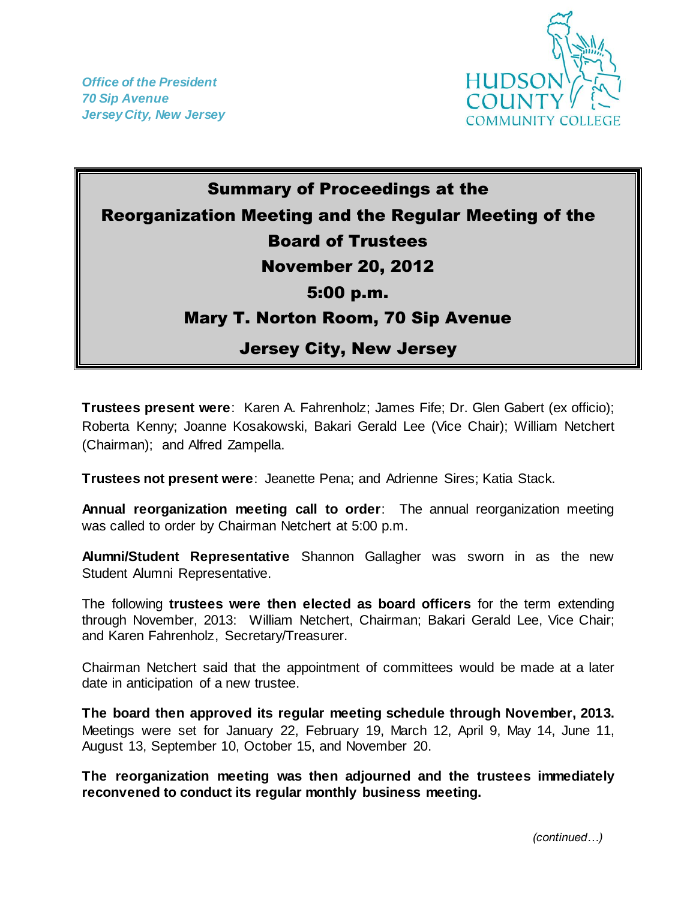*Office of the President*
*70 Sip Avenue*
*Jersey City, New Jersey*

HUDSON COUNTY COMMUNITY COLLEGE

# Summary of Proceedings at the Reorganization Meeting and the Regular Meeting of the Board of Trustees

## November 20, 2012

## 5:00 p.m.

## Mary T. Norton Room, 70 Sip Avenue

## Jersey City, New Jersey

**Trustees present were**: Karen A. Fahrenholz; James Fife; Dr. Glen Gabert (ex officio); Roberta Kenny; Joanne Kosakowski, Bakari Gerald Lee (Vice Chair); William Netchert (Chairman); and Alfred Zampella.

**Trustees not present were**: Jeanette Pena; and Adrienne Sires; Katia Stack.

**Annual reorganization meeting call to order**: The annual reorganization meeting was called to order by Chairman Netchert at 5:00 p.m.

**Alumni/Student Representative** Shannon Gallagher was sworn in as the new Student Alumni Representative.

The following **trustees were then elected as board officers** for the term extending through November, 2013: William Netchert, Chairman; Bakari Gerald Lee, Vice Chair; and Karen Fahrenholz, Secretary/Treasurer.

Chairman Netchert said that the appointment of committees would be made at a later date in anticipation of a new trustee.

**The board then approved its regular meeting schedule through November, 2013.** Meetings were set for January 22, February 19, March 12, April 9, May 14, June 11, August 13, September 10, October 15, and November 20.

**The reorganization meeting was then adjourned and the trustees immediately reconvened to conduct its regular monthly business meeting.**

*(continued…)*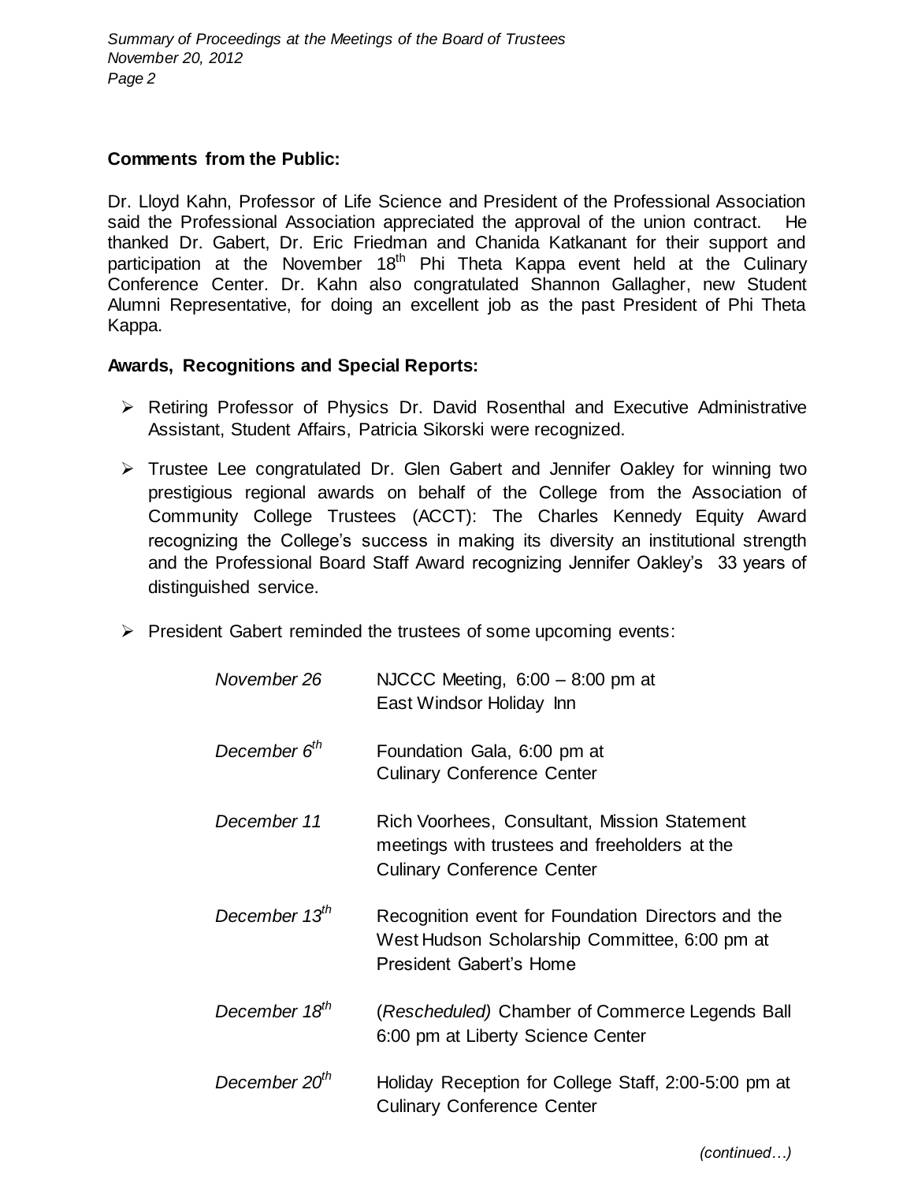**Comments from the Public:**

Dr. Lloyd Kahn, Professor of Life Science and President of the Professional Association said the Professional Association appreciated the approval of the union contract. He thanked Dr. Gabert, Dr. Eric Friedman and Chanida Katkanant for their support and participation at the November 18th Phi Theta Kappa event held at the Culinary Conference Center. Dr. Kahn also congratulated Shannon Gallagher, new Student Alumni Representative, for doing an excellent job as the past President of Phi Theta Kappa.

**Awards, Recognitions and Special Reports:**

- Retiring Professor of Physics Dr. David Rosenthal and Executive Administrative Assistant, Student Affairs, Patricia Sikorski were recognized.
- Trustee Lee congratulated Dr. Glen Gabert and Jennifer Oakley for winning two prestigious regional awards on behalf of the College from the Association of Community College Trustees (ACCT): The Charles Kennedy Equity Award recognizing the College's success in making its diversity an institutional strength and the Professional Board Staff Award recognizing Jennifer Oakley's 33 years of distinguished service.
- President Gabert reminded the trustees of some upcoming events:

| | |
|---|---|
| *November 26* | NJCCC Meeting, 6:00 – 8:00 pm at East Windsor Holiday Inn |
| *December 6th* | Foundation Gala, 6:00 pm at Culinary Conference Center |
| *December 11* | Rich Voorhees, Consultant, Mission Statement meetings with trustees and freeholders at the Culinary Conference Center |
| *December 13th* | Recognition event for Foundation Directors and the West Hudson Scholarship Committee, 6:00 pm at President Gabert's Home |
| *December 18th* | (*Rescheduled)* Chamber of Commerce Legends Ball 6:00 pm at Liberty Science Center |
| *December 20th* | Holiday Reception for College Staff, 2:00-5:00 pm at Culinary Conference Center |

*(continued…)*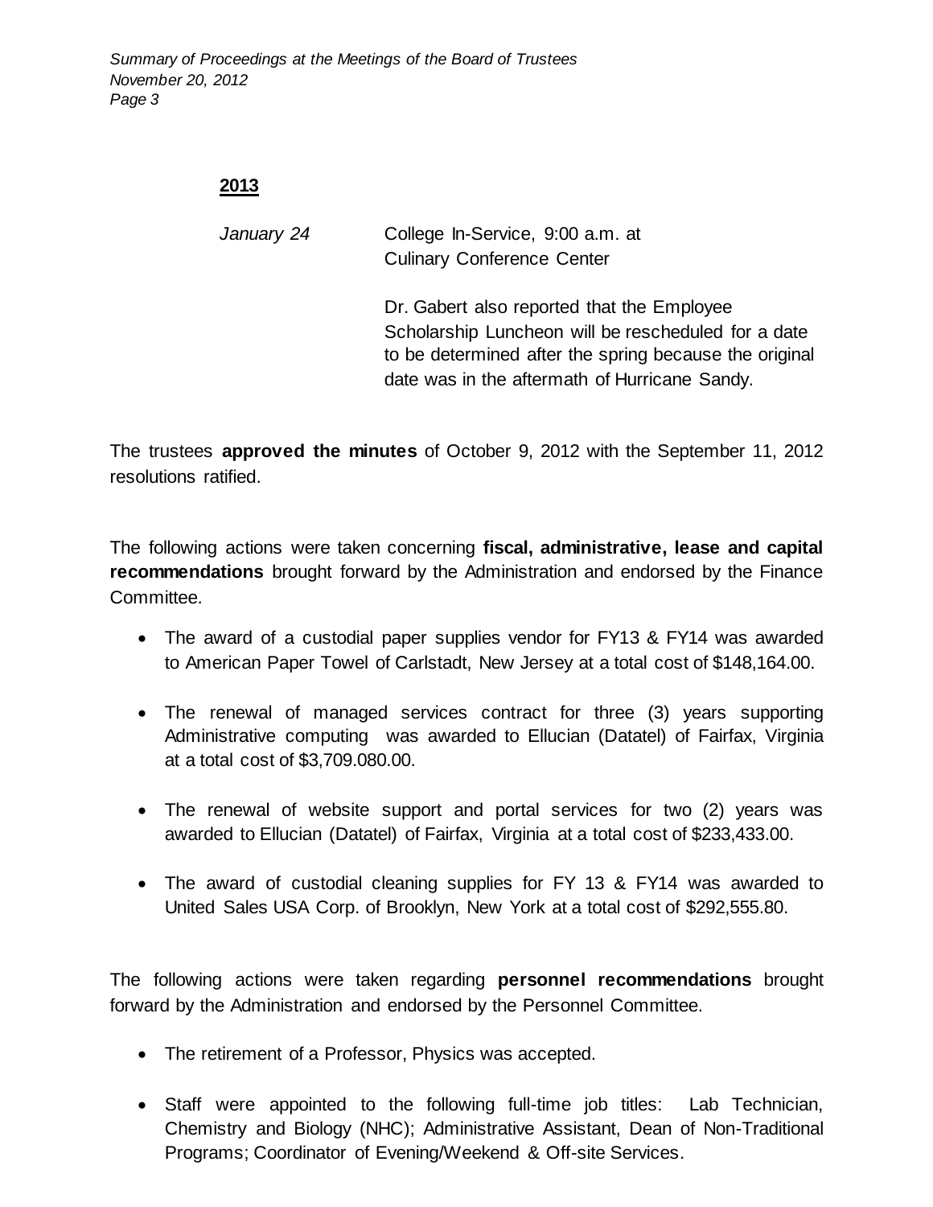**2013**

| | |
|---|---|
| *January 24* | College In-Service, 9:00 a.m. at Culinary Conference Center |
| | Dr. Gabert also reported that the Employee Scholarship Luncheon will be rescheduled for a date to be determined after the spring because the original date was in the aftermath of Hurricane Sandy. |

The trustees **approved the minutes** of October 9, 2012 with the September 11, 2012 resolutions ratified.

The following actions were taken concerning **fiscal, administrative, lease and capital recommendations** brought forward by the Administration and endorsed by the Finance Committee.

- The award of a custodial paper supplies vendor for FY13 & FY14 was awarded to American Paper Towel of Carlstadt, New Jersey at a total cost of $148,164.00.
- The renewal of managed services contract for three (3) years supporting Administrative computing was awarded to Ellucian (Datatel) of Fairfax, Virginia at a total cost of $3,709.080.00.
- The renewal of website support and portal services for two (2) years was awarded to Ellucian (Datatel) of Fairfax, Virginia at a total cost of $233,433.00.
- The award of custodial cleaning supplies for FY 13 & FY14 was awarded to United Sales USA Corp. of Brooklyn, New York at a total cost of $292,555.80.

The following actions were taken regarding **personnel recommendations** brought forward by the Administration and endorsed by the Personnel Committee.

- The retirement of a Professor, Physics was accepted.
- Staff were appointed to the following full-time job titles: Lab Technician, Chemistry and Biology (NHC); Administrative Assistant, Dean of Non-Traditional Programs; Coordinator of Evening/Weekend & Off-site Services.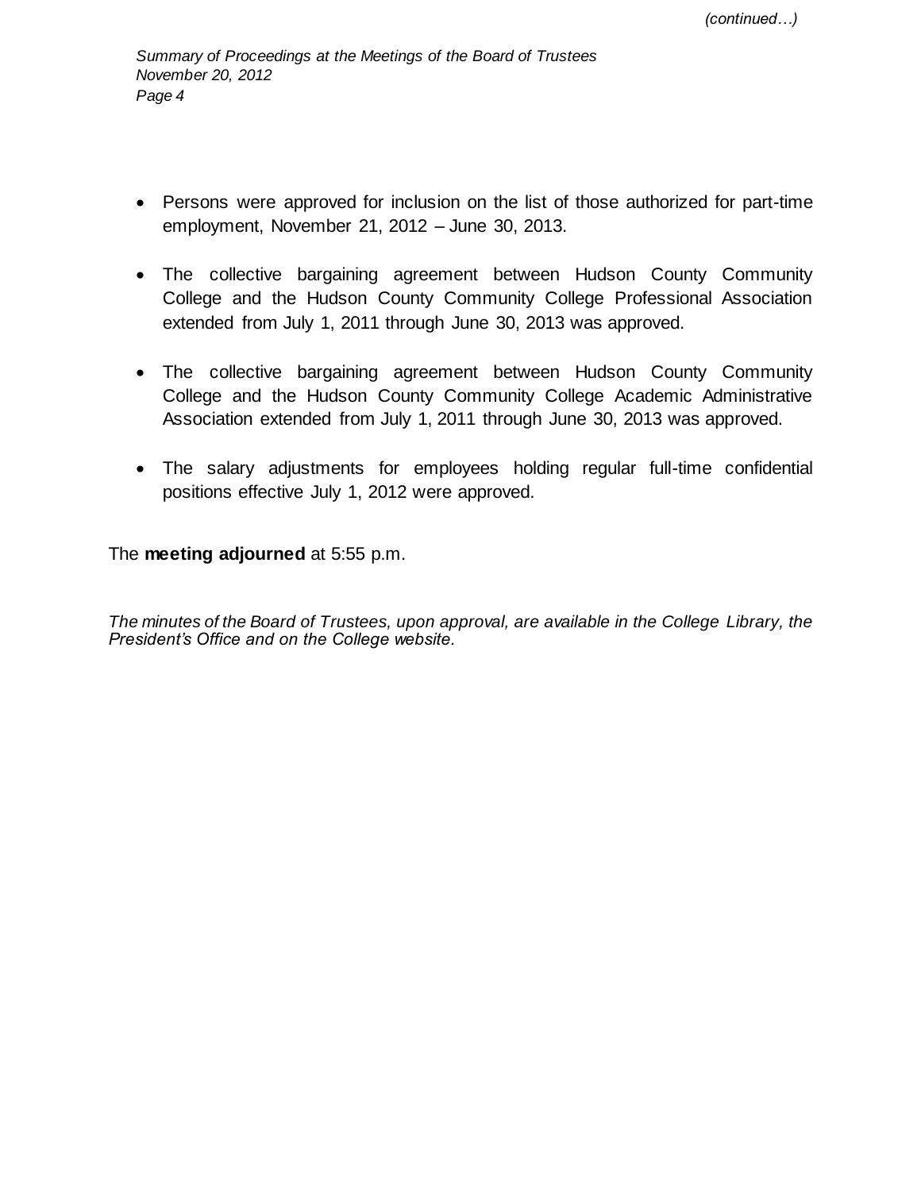- Persons were approved for inclusion on the list of those authorized for part-time employment, November 21, 2012 – June 30, 2013.

- The collective bargaining agreement between Hudson County Community College and the Hudson County Community College Professional Association extended from July 1, 2011 through June 30, 2013 was approved.

- The collective bargaining agreement between Hudson County Community College and the Hudson County Community College Academic Administrative Association extended from July 1, 2011 through June 30, 2013 was approved.

- The salary adjustments for employees holding regular full-time confidential positions effective July 1, 2012 were approved.

The **meeting adjourned** at 5:55 p.m.

*The minutes of the Board of Trustees, upon approval, are available in the College Library, the President's Office and on the College website.*